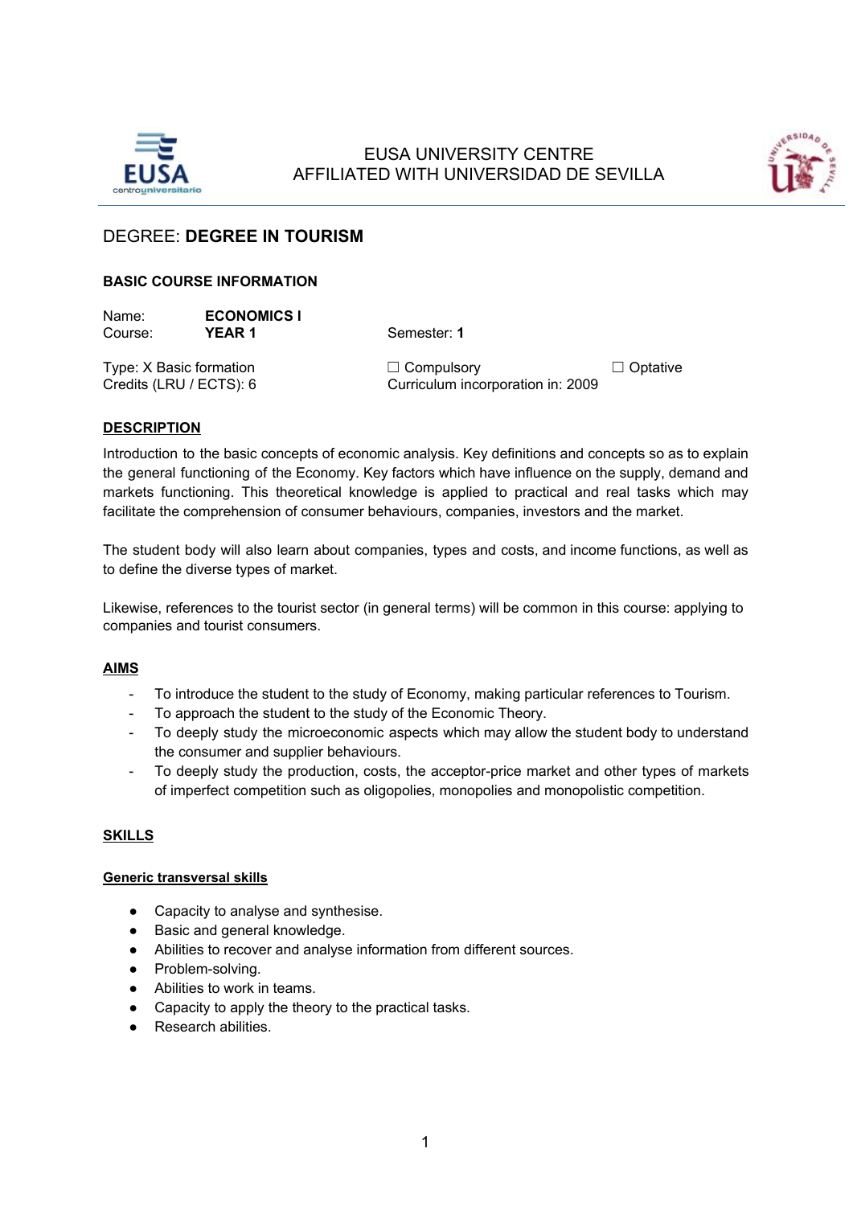EUSA UNIVERSITY CENTRE
AFFILIATED WITH UNIVERSIDAD DE SEVILLA

# DEGREE: **DEGREE IN TOURISM**

## BASIC COURSE INFORMATION

Name: **ECONOMICS I**
Course: **YEAR 1** Semester: **1**

Type: X Basic formation ☐ Compulsory ☐ Optative
Credits (LRU / ECTS): 6 Curriculum incorporation in: 2009

## DESCRIPTION

Introduction to the basic concepts of economic analysis. Key definitions and concepts so as to explain the general functioning of the Economy. Key factors which have influence on the supply, demand and markets functioning. This theoretical knowledge is applied to practical and real tasks which may facilitate the comprehension of consumer behaviours, companies, investors and the market.

The student body will also learn about companies, types and costs, and income functions, as well as to define the diverse types of market.

Likewise, references to the tourist sector (in general terms) will be common in this course: applying to companies and tourist consumers.

## AIMS

- To introduce the student to the study of Economy, making particular references to Tourism.
- To approach the student to the study of the Economic Theory.
- To deeply study the microeconomic aspects which may allow the student body to understand the consumer and supplier behaviours.
- To deeply study the production, costs, the acceptor-price market and other types of markets of imperfect competition such as oligopolies, monopolies and monopolistic competition.

## SKILLS

### Generic transversal skills

- Capacity to analyse and synthesise.
- Basic and general knowledge.
- Abilities to recover and analyse information from different sources.
- Problem-solving.
- Abilities to work in teams.
- Capacity to apply the theory to the practical tasks.
- Research abilities.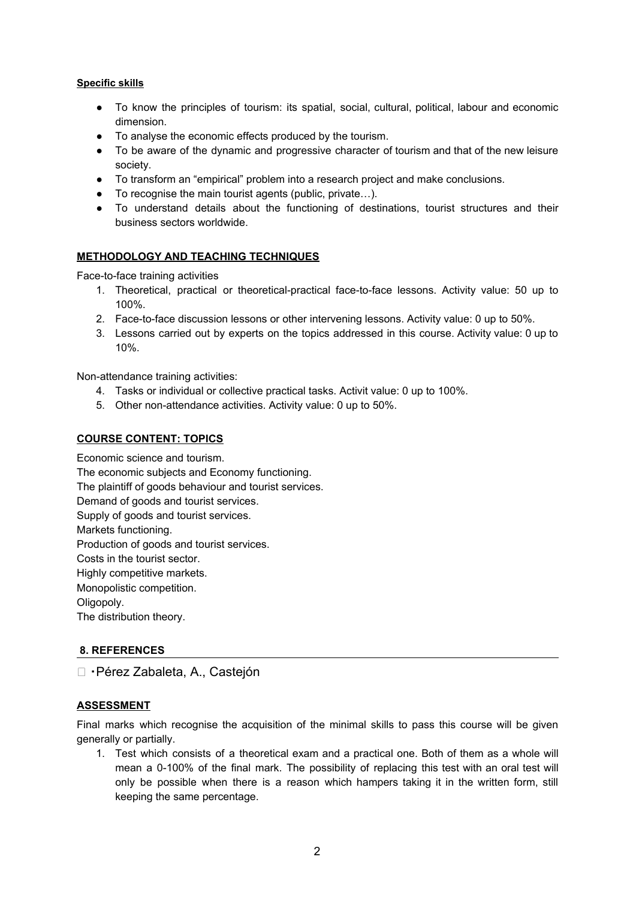**Specific skills**

- To know the principles of tourism: its spatial, social, cultural, political, labour and economic dimension.
- To analyse the economic effects produced by the tourism.
- To be aware of the dynamic and progressive character of tourism and that of the new leisure society.
- To transform an "empirical" problem into a research project and make conclusions.
- To recognise the main tourist agents (public, private…).
- To understand details about the functioning of destinations, tourist structures and their business sectors worldwide.

**METHODOLOGY AND TEACHING TECHNIQUES**

Face-to-face training activities

1. Theoretical, practical or theoretical-practical face-to-face lessons. Activity value: 50 up to 100%.
2. Face-to-face discussion lessons or other intervening lessons. Activity value: 0 up to 50%.
3. Lessons carried out by experts on the topics addressed in this course. Activity value: 0 up to 10%.

Non-attendance training activities:

4. Tasks or individual or collective practical tasks. Activit value: 0 up to 100%.
5. Other non-attendance activities. Activity value: 0 up to 50%.

**COURSE CONTENT: TOPICS**

Economic science and tourism.
The economic subjects and Economy functioning.
The plaintiff of goods behaviour and tourist services.
Demand of goods and tourist services.
Supply of goods and tourist services.
Markets functioning.
Production of goods and tourist services.
Costs in the tourist sector.
Highly competitive markets.
Monopolistic competition.
Oligopoly.
The distribution theory.

**8. REFERENCES**

- Pérez Zabaleta, A., Castejón

**ASSESSMENT**

Final marks which recognise the acquisition of the minimal skills to pass this course will be given generally or partially.

1. Test which consists of a theoretical exam and a practical one. Both of them as a whole will mean a 0-100% of the final mark. The possibility of replacing this test with an oral test will only be possible when there is a reason which hampers taking it in the written form, still keeping the same percentage.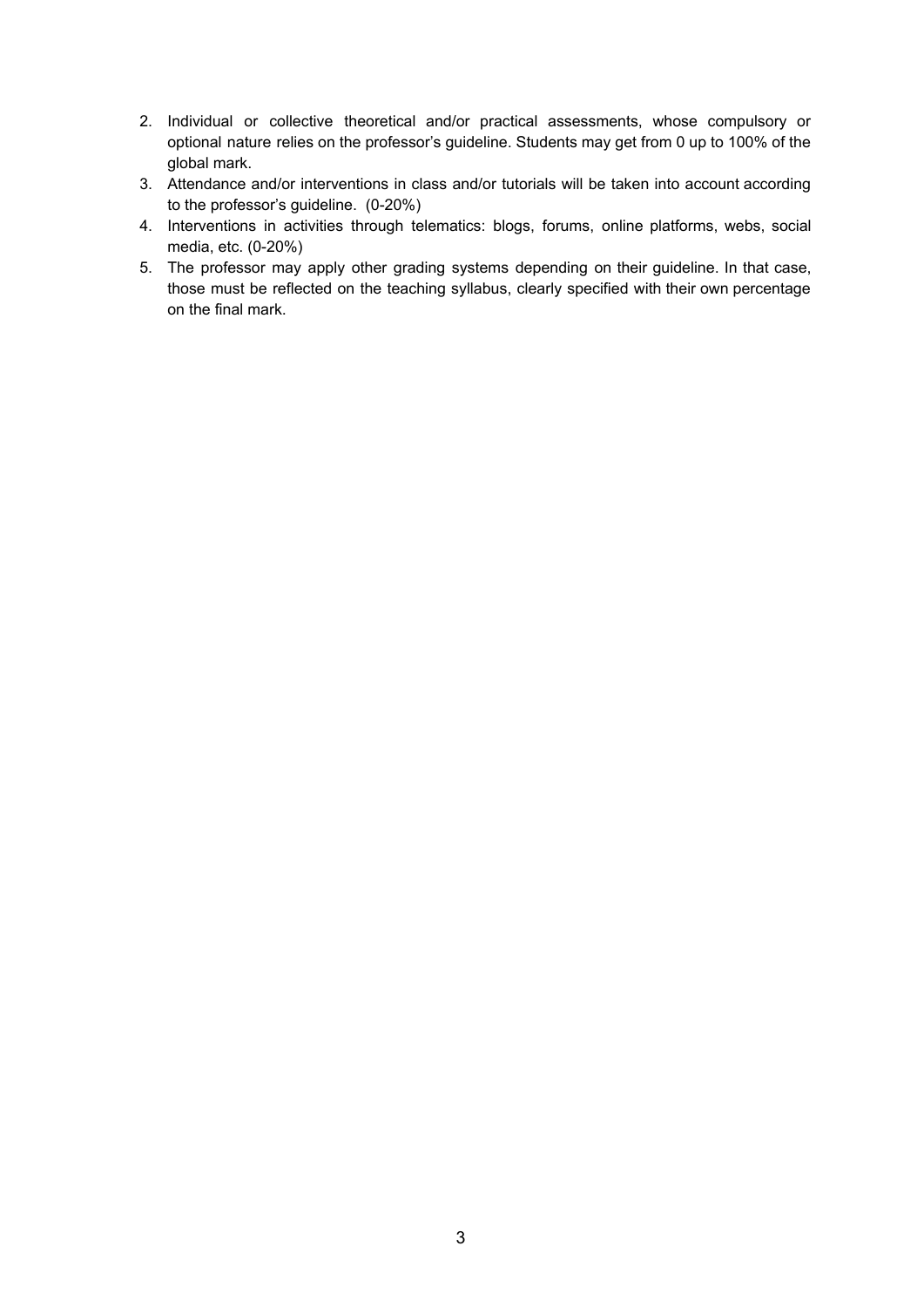2. Individual or collective theoretical and/or practical assessments, whose compulsory or optional nature relies on the professor's guideline. Students may get from 0 up to 100% of the global mark.
3. Attendance and/or interventions in class and/or tutorials will be taken into account according to the professor's guideline. (0-20%)
4. Interventions in activities through telematics: blogs, forums, online platforms, webs, social media, etc. (0-20%)
5. The professor may apply other grading systems depending on their guideline. In that case, those must be reflected on the teaching syllabus, clearly specified with their own percentage on the final mark.